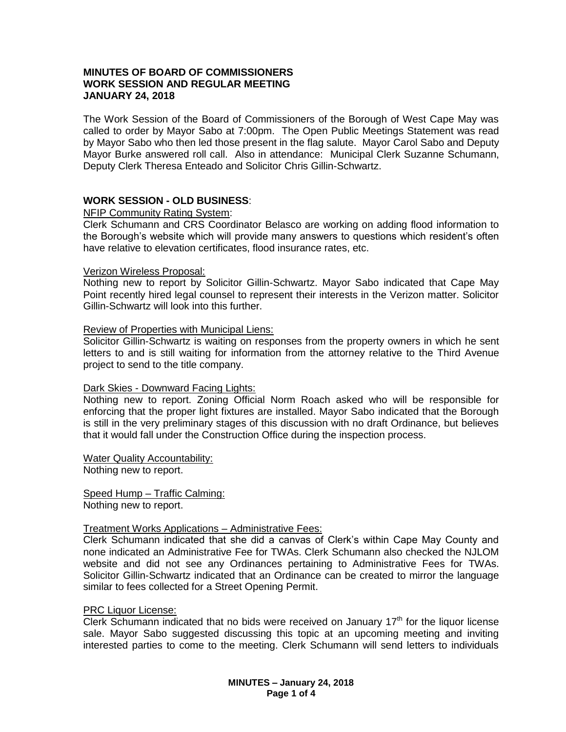**MINUTES OF BOARD OF COMMISSIONERS**
**WORK SESSION AND REGULAR MEETING**
**JANUARY 24, 2018**

The Work Session of the Board of Commissioners of the Borough of West Cape May was called to order by Mayor Sabo at 7:00pm. The Open Public Meetings Statement was read by Mayor Sabo who then led those present in the flag salute. Mayor Carol Sabo and Deputy Mayor Burke answered roll call. Also in attendance: Municipal Clerk Suzanne Schumann, Deputy Clerk Theresa Enteado and Solicitor Chris Gillin-Schwartz.

**WORK SESSION - OLD BUSINESS**:

NFIP Community Rating System:
Clerk Schumann and CRS Coordinator Belasco are working on adding flood information to the Borough's website which will provide many answers to questions which resident's often have relative to elevation certificates, flood insurance rates, etc.

Verizon Wireless Proposal:
Nothing new to report by Solicitor Gillin-Schwartz. Mayor Sabo indicated that Cape May Point recently hired legal counsel to represent their interests in the Verizon matter. Solicitor Gillin-Schwartz will look into this further.

Review of Properties with Municipal Liens:
Solicitor Gillin-Schwartz is waiting on responses from the property owners in which he sent letters to and is still waiting for information from the attorney relative to the Third Avenue project to send to the title company.

Dark Skies - Downward Facing Lights:
Nothing new to report. Zoning Official Norm Roach asked who will be responsible for enforcing that the proper light fixtures are installed. Mayor Sabo indicated that the Borough is still in the very preliminary stages of this discussion with no draft Ordinance, but believes that it would fall under the Construction Office during the inspection process.

Water Quality Accountability:
Nothing new to report.

Speed Hump – Traffic Calming:
Nothing new to report.

Treatment Works Applications – Administrative Fees:
Clerk Schumann indicated that she did a canvas of Clerk's within Cape May County and none indicated an Administrative Fee for TWAs. Clerk Schumann also checked the NJLOM website and did not see any Ordinances pertaining to Administrative Fees for TWAs. Solicitor Gillin-Schwartz indicated that an Ordinance can be created to mirror the language similar to fees collected for a Street Opening Permit.

PRC Liquor License:
Clerk Schumann indicated that no bids were received on January 17th for the liquor license sale. Mayor Sabo suggested discussing this topic at an upcoming meeting and inviting interested parties to come to the meeting. Clerk Schumann will send letters to individuals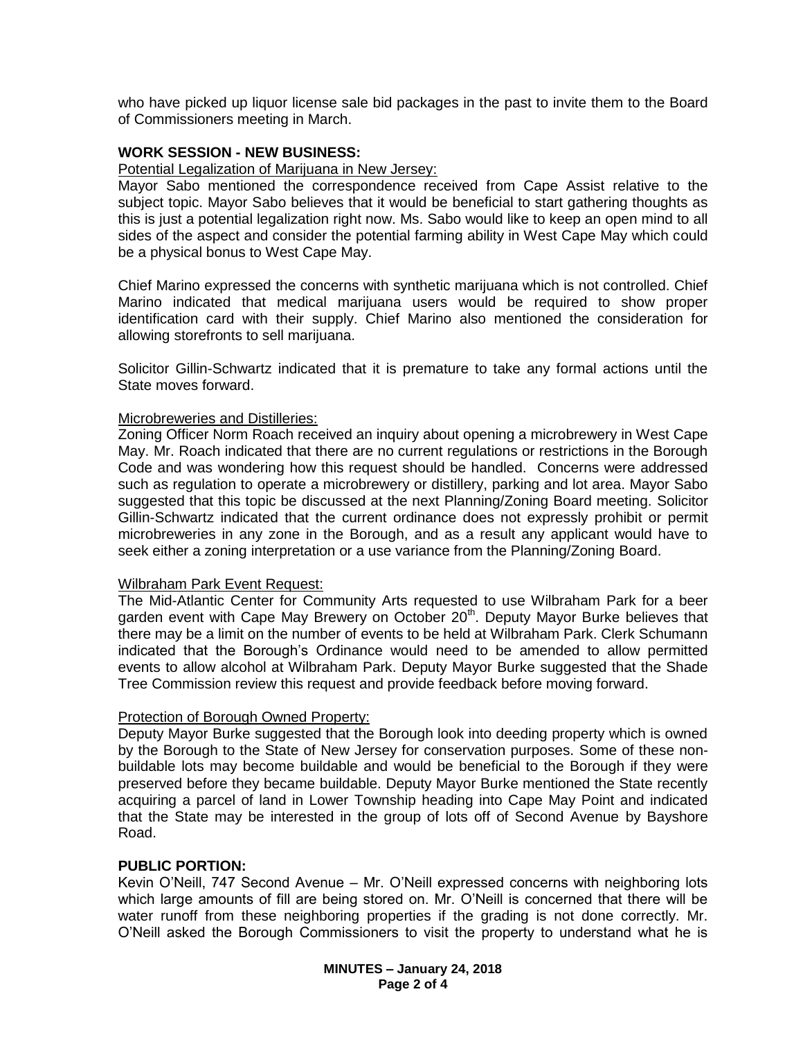who have picked up liquor license sale bid packages in the past to invite them to the Board of Commissioners meeting in March.

**WORK SESSION - NEW BUSINESS:**

Potential Legalization of Marijuana in New Jersey:

Mayor Sabo mentioned the correspondence received from Cape Assist relative to the subject topic. Mayor Sabo believes that it would be beneficial to start gathering thoughts as this is just a potential legalization right now. Ms. Sabo would like to keep an open mind to all sides of the aspect and consider the potential farming ability in West Cape May which could be a physical bonus to West Cape May.

Chief Marino expressed the concerns with synthetic marijuana which is not controlled. Chief Marino indicated that medical marijuana users would be required to show proper identification card with their supply. Chief Marino also mentioned the consideration for allowing storefronts to sell marijuana.

Solicitor Gillin-Schwartz indicated that it is premature to take any formal actions until the State moves forward.

Microbreweries and Distilleries:

Zoning Officer Norm Roach received an inquiry about opening a microbrewery in West Cape May. Mr. Roach indicated that there are no current regulations or restrictions in the Borough Code and was wondering how this request should be handled. Concerns were addressed such as regulation to operate a microbrewery or distillery, parking and lot area. Mayor Sabo suggested that this topic be discussed at the next Planning/Zoning Board meeting. Solicitor Gillin-Schwartz indicated that the current ordinance does not expressly prohibit or permit microbreweries in any zone in the Borough, and as a result any applicant would have to seek either a zoning interpretation or a use variance from the Planning/Zoning Board.

Wilbraham Park Event Request:

The Mid-Atlantic Center for Community Arts requested to use Wilbraham Park for a beer garden event with Cape May Brewery on October 20th. Deputy Mayor Burke believes that there may be a limit on the number of events to be held at Wilbraham Park. Clerk Schumann indicated that the Borough's Ordinance would need to be amended to allow permitted events to allow alcohol at Wilbraham Park. Deputy Mayor Burke suggested that the Shade Tree Commission review this request and provide feedback before moving forward.

Protection of Borough Owned Property:

Deputy Mayor Burke suggested that the Borough look into deeding property which is owned by the Borough to the State of New Jersey for conservation purposes. Some of these non-buildable lots may become buildable and would be beneficial to the Borough if they were preserved before they became buildable. Deputy Mayor Burke mentioned the State recently acquiring a parcel of land in Lower Township heading into Cape May Point and indicated that the State may be interested in the group of lots off of Second Avenue by Bayshore Road.

**PUBLIC PORTION:**

Kevin O'Neill, 747 Second Avenue – Mr. O'Neill expressed concerns with neighboring lots which large amounts of fill are being stored on. Mr. O'Neill is concerned that there will be water runoff from these neighboring properties if the grading is not done correctly. Mr. O'Neill asked the Borough Commissioners to visit the property to understand what he is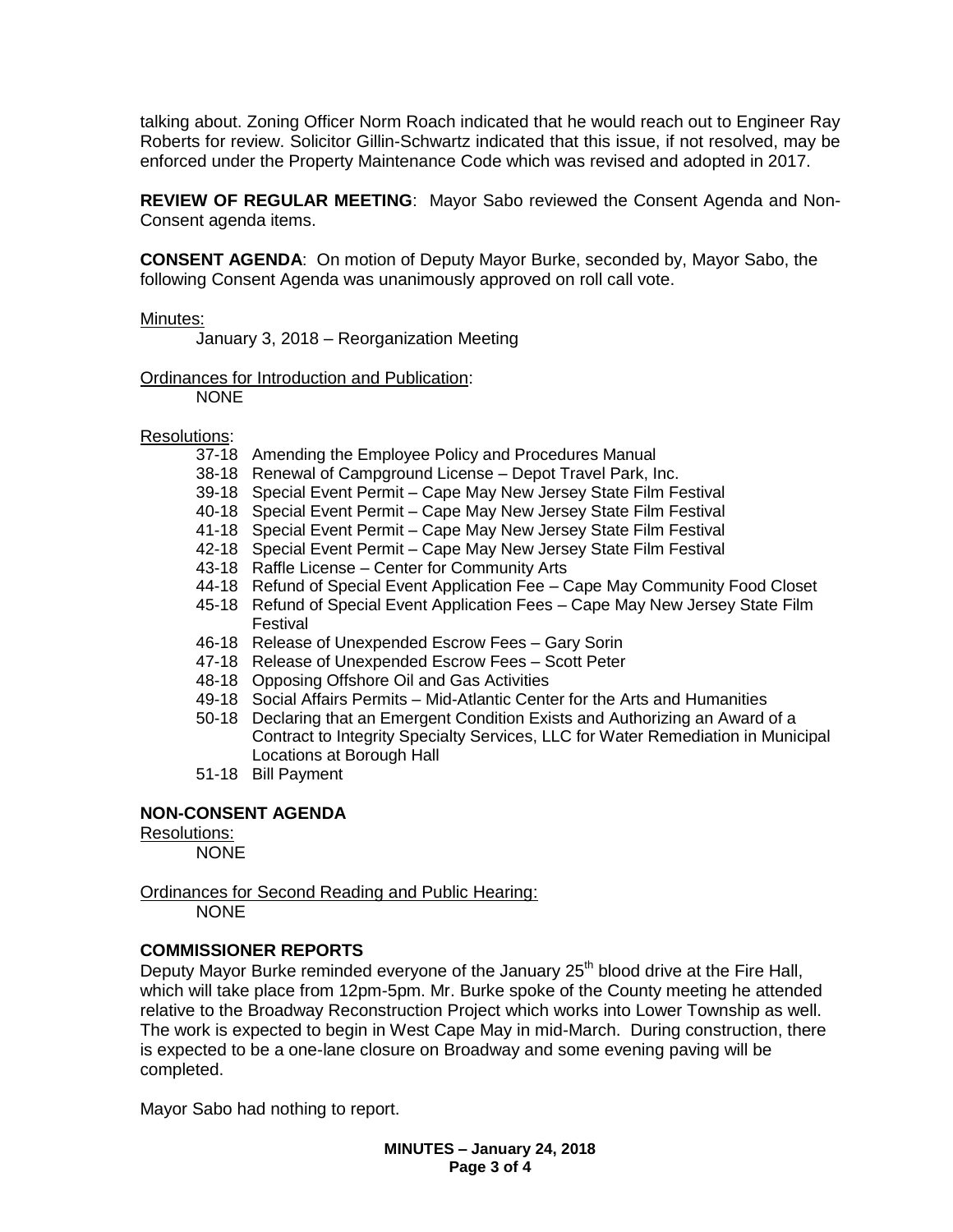talking about. Zoning Officer Norm Roach indicated that he would reach out to Engineer Ray Roberts for review. Solicitor Gillin-Schwartz indicated that this issue, if not resolved, may be enforced under the Property Maintenance Code which was revised and adopted in 2017.

**REVIEW OF REGULAR MEETING**: Mayor Sabo reviewed the Consent Agenda and Non-Consent agenda items.

**CONSENT AGENDA**: On motion of Deputy Mayor Burke, seconded by, Mayor Sabo, the following Consent Agenda was unanimously approved on roll call vote.

<u>Minutes:</u>

January 3, 2018 – Reorganization Meeting

<u>Ordinances for Introduction and Publication</u>:

NONE

<u>Resolutions</u>:

- 37-18 Amending the Employee Policy and Procedures Manual
- 38-18 Renewal of Campground License – Depot Travel Park, Inc.
- 39-18 Special Event Permit – Cape May New Jersey State Film Festival
- 40-18 Special Event Permit – Cape May New Jersey State Film Festival
- 41-18 Special Event Permit – Cape May New Jersey State Film Festival
- 42-18 Special Event Permit – Cape May New Jersey State Film Festival
- 43-18 Raffle License – Center for Community Arts
- 44-18 Refund of Special Event Application Fee – Cape May Community Food Closet
- 45-18 Refund of Special Event Application Fees – Cape May New Jersey State Film Festival
- 46-18 Release of Unexpended Escrow Fees – Gary Sorin
- 47-18 Release of Unexpended Escrow Fees – Scott Peter
- 48-18 Opposing Offshore Oil and Gas Activities
- 49-18 Social Affairs Permits – Mid-Atlantic Center for the Arts and Humanities
- 50-18 Declaring that an Emergent Condition Exists and Authorizing an Award of a Contract to Integrity Specialty Services, LLC for Water Remediation in Municipal Locations at Borough Hall
- 51-18 Bill Payment

**NON-CONSENT AGENDA**

<u>Resolutions:</u>

NONE

<u>Ordinances for Second Reading and Public Hearing:</u>

NONE

**COMMISSIONER REPORTS**

Deputy Mayor Burke reminded everyone of the January 25th blood drive at the Fire Hall, which will take place from 12pm-5pm. Mr. Burke spoke of the County meeting he attended relative to the Broadway Reconstruction Project which works into Lower Township as well. The work is expected to begin in West Cape May in mid-March. During construction, there is expected to be a one-lane closure on Broadway and some evening paving will be completed.

Mayor Sabo had nothing to report.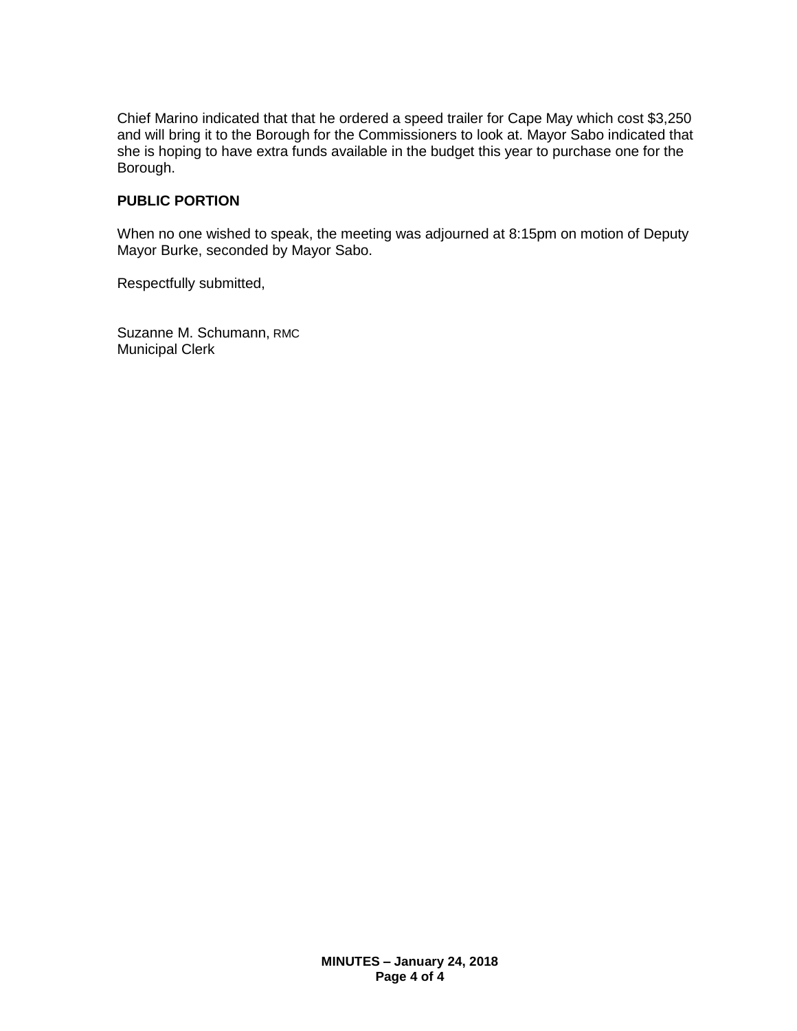Chief Marino indicated that that he ordered a speed trailer for Cape May which cost $3,250 and will bring it to the Borough for the Commissioners to look at. Mayor Sabo indicated that she is hoping to have extra funds available in the budget this year to purchase one for the Borough.

**PUBLIC PORTION**

When no one wished to speak, the meeting was adjourned at 8:15pm on motion of Deputy Mayor Burke, seconded by Mayor Sabo.

Respectfully submitted,

Suzanne M. Schumann, RMC
Municipal Clerk